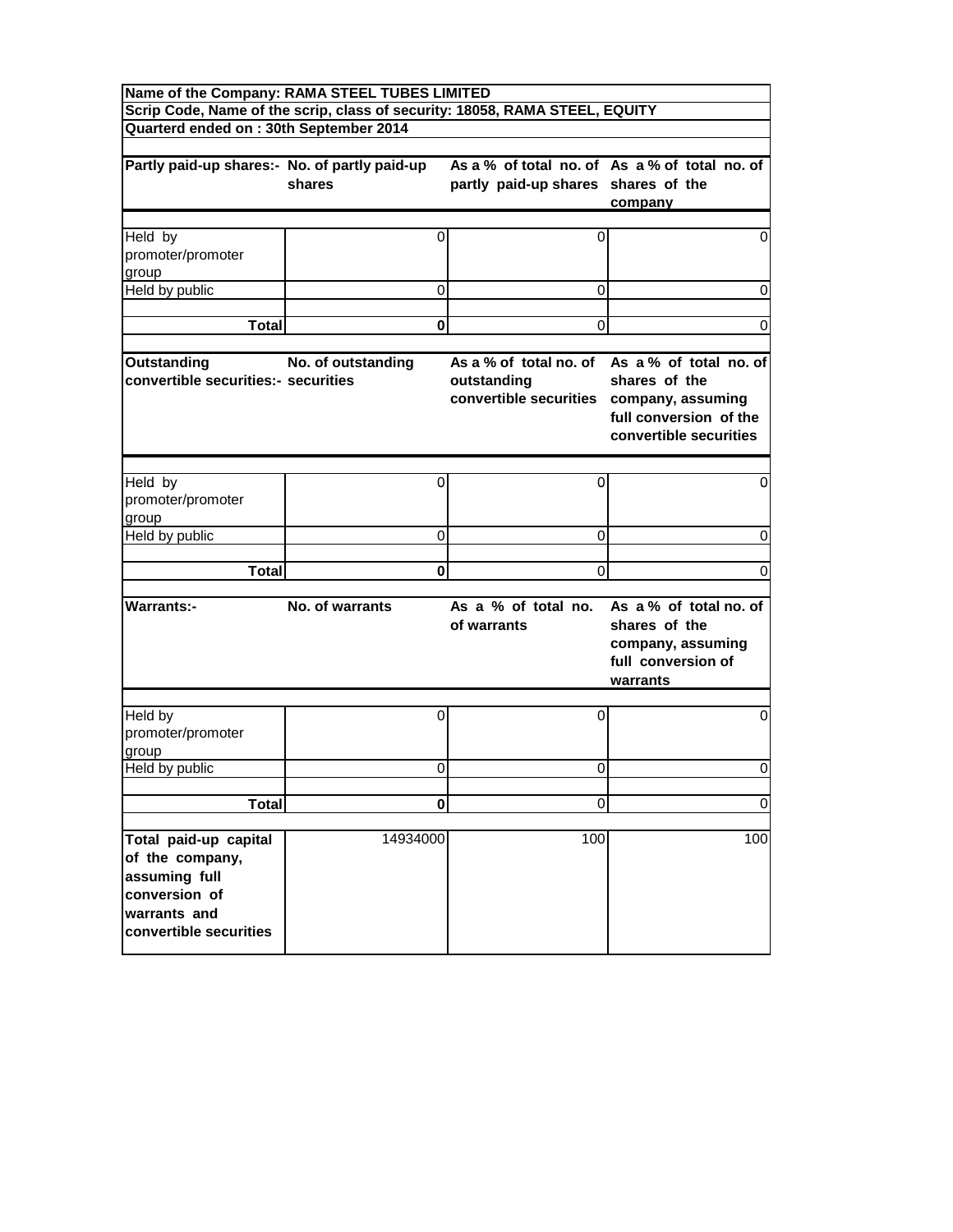**Name of the Company: RAMA STEEL TUBES LIMITED**

**Scrip Code, Name of the scrip, class of security: 18058, RAMA STEEL, EQUITY**

**Quarterd ended on : 30th September 2014**

| Partly paid-up shares:- | No. of partly paid-up shares | As a % of total no. of partly paid-up shares | As a % of total no. of shares of the company |
|---|---|---|---|
| Held by promoter/promoter group | 0 | 0 | 0 |
| Held by public | 0 | 0 | 0 |
| **Total** | **0** | 0 | 0 |

| Outstanding convertible securities:- | No. of outstanding securities | As a % of total no. of outstanding convertible securities | As a % of total no. of shares of the company, assuming full conversion of the convertible securities |
|---|---|---|---|
| Held by promoter/promoter group | 0 | 0 | 0 |
| Held by public | 0 | 0 | 0 |
| **Total** | **0** | 0 | 0 |

| Warrants:- | No. of warrants | As a % of total no. of warrants | As a % of total no. of shares of the company, assuming full conversion of warrants |
|---|---|---|---|
| Held by promoter/promoter group | 0 | 0 | 0 |
| Held by public | 0 | 0 | 0 |
| **Total** | **0** | 0 | 0 |
| **Total paid-up capital of the company, assuming full conversion of warrants and convertible securities** | 14934000 | 100 | 100 |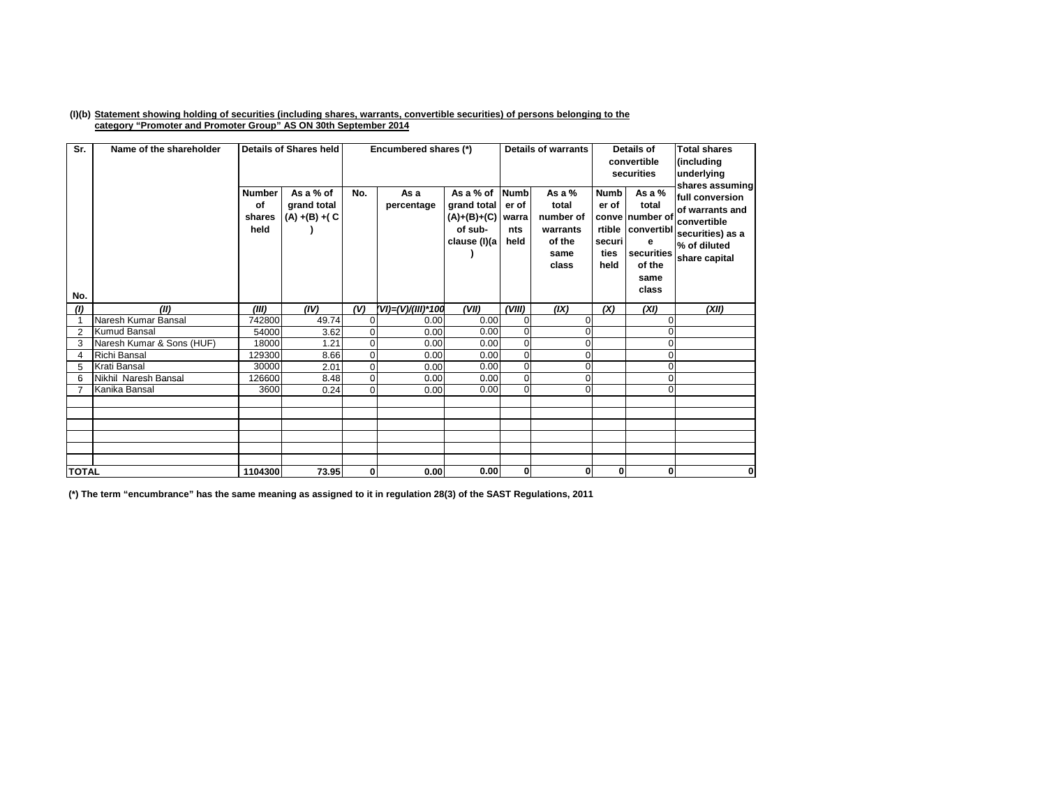**(I)(b) Statement showing holding of securities (including shares, warrants, convertible securities) of persons belonging to the category "Promoter and Promoter Group" AS ON 30th September 2014**

| Sr. No. | Name of the shareholder | Details of Shares held | | Encumbered shares (*) | | | Details of warrants | | Details of convertible securities | | Total shares (including underlying shares assuming full conversion of warrants and convertible securities) as a % of diluted share capital |
|---|---|---|---|---|---|---|---|---|---|---|---|
| | | Number of shares held | As a % of grand total (A) +(B) +( C ) | No. | As a percentage | As a % of grand total (A)+(B)+(C) of sub-clause (I)(a ) | Number of warrants held | As a % total number of warrants of the same class | Number of convertible securities held | As a % total number of convertible securities of the same class | |
| *(I)* | *(II)* | *(III)* | *(IV)* | *(V)* | *(VI)=(V)/(III)*100* | *(VII)* | *(VIII)* | *(IX)* | *(X)* | *(XI)* | *(XII)* |
| 1 | Naresh Kumar Bansal | 742800 | 49.74 | 0 | 0.00 | 0.00 | 0 | 0 | | 0 | |
| 2 | Kumud Bansal | 54000 | 3.62 | 0 | 0.00 | 0.00 | 0 | 0 | | 0 | |
| 3 | Naresh Kumar & Sons (HUF) | 18000 | 1.21 | 0 | 0.00 | 0.00 | 0 | 0 | | 0 | |
| 4 | Richi Bansal | 129300 | 8.66 | 0 | 0.00 | 0.00 | 0 | 0 | | 0 | |
| 5 | Krati Bansal | 30000 | 2.01 | 0 | 0.00 | 0.00 | 0 | 0 | | 0 | |
| 6 | Nikhil Naresh Bansal | 126600 | 8.48 | 0 | 0.00 | 0.00 | 0 | 0 | | 0 | |
| 7 | Kanika Bansal | 3600 | 0.24 | 0 | 0.00 | 0.00 | 0 | 0 | | 0 | |
| | | | | | | | | | | | |
| | | | | | | | | | | | |
| | | | | | | | | | | | |
| | | | | | | | | | | | |
| | | | | | | | | | | | |
| | | | | | | | | | | | |
| **TOTAL** | | **1104300** | **73.95** | **0** | **0.00** | **0.00** | **0** | **0** | **0** | **0** | **0** |

**(*) The term "encumbrance" has the same meaning as assigned to it in regulation 28(3) of the SAST Regulations, 2011**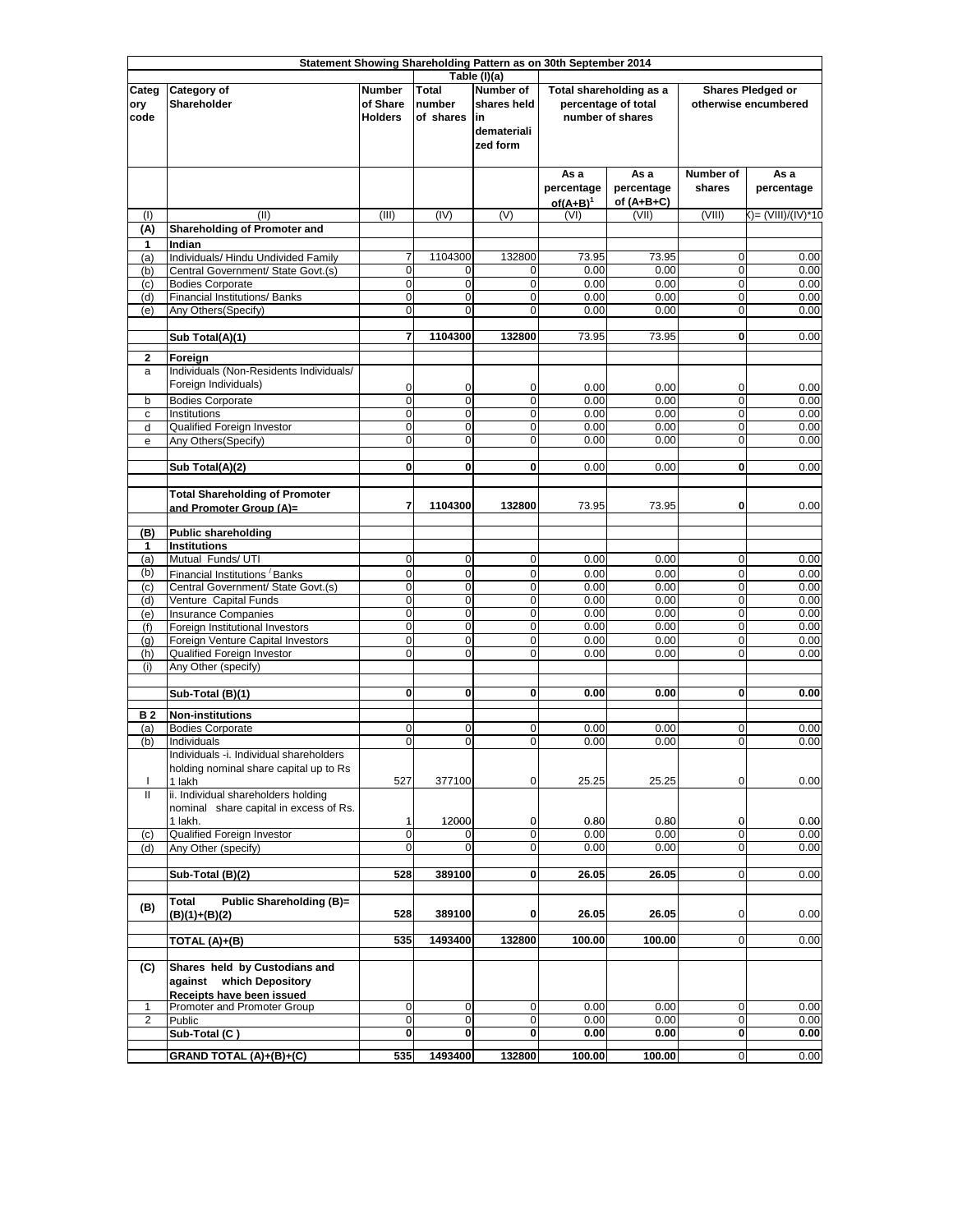**Statement Showing Shareholding Pattern as on 30th September 2014**

**Table (I)(a)**

| Category code | Category of Shareholder | Number of Share Holders | Total number of shares | Number of shares held in dematerialized form | Total shareholding as a percentage of total number of shares | | Shares Pledged or otherwise encumbered | |
|---|---|---|---|---|---|---|---|---|
| | | | | | As a percentage of(A+B)[1] | As a percentage of (A+B+C) | Number of shares | As a percentage |
| (I) | (II) | (III) | (IV) | (V) | (VI) | (VII) | (VIII) | (IX)= (VIII)/(IV)*100 |
| **(A)** | **Shareholding of Promoter and** | | | | | | | |
| **1** | **Indian** | | | | | | | |
| (a) | Individuals/ Hindu Undivided Family | 7 | 1104300 | 132800 | 73.95 | 73.95 | 0 | 0.00 |
| (b) | Central Government/ State Govt.(s) | 0 | 0 | 0 | 0.00 | 0.00 | 0 | 0.00 |
| (c) | Bodies Corporate | 0 | 0 | 0 | 0.00 | 0.00 | 0 | 0.00 |
| (d) | Financial Institutions/ Banks | 0 | 0 | 0 | 0.00 | 0.00 | 0 | 0.00 |
| (e) | Any Others(Specify) | 0 | 0 | 0 | 0.00 | 0.00 | 0 | 0.00 |
| | **Sub Total(A)(1)** | **7** | **1104300** | **132800** | 73.95 | 73.95 | **0** | 0.00 |
| **2** | **Foreign** | | | | | | | |
| a | Individuals (Non-Residents Individuals/ Foreign Individuals) | 0 | 0 | 0 | 0.00 | 0.00 | 0 | 0.00 |
| b | Bodies Corporate | 0 | 0 | 0 | 0.00 | 0.00 | 0 | 0.00 |
| c | Institutions | 0 | 0 | 0 | 0.00 | 0.00 | 0 | 0.00 |
| d | Qualified Foreign Investor | 0 | 0 | 0 | 0.00 | 0.00 | 0 | 0.00 |
| e | Any Others(Specify) | 0 | 0 | 0 | 0.00 | 0.00 | 0 | 0.00 |
| | **Sub Total(A)(2)** | **0** | **0** | **0** | 0.00 | 0.00 | **0** | 0.00 |
| | **Total Shareholding of Promoter and Promoter Group (A)=** | **7** | **1104300** | **132800** | 73.95 | 73.95 | **0** | 0.00 |
| **(B)** | **Public shareholding** | | | | | | | |
| **1** | **Institutions** | | | | | | | |
| (a) | Mutual Funds/ UTI | 0 | 0 | 0 | 0.00 | 0.00 | 0 | 0.00 |
| (b) | Financial Institutions / Banks | 0 | 0 | 0 | 0.00 | 0.00 | 0 | 0.00 |
| (c) | Central Government/ State Govt.(s) | 0 | 0 | 0 | 0.00 | 0.00 | 0 | 0.00 |
| (d) | Venture Capital Funds | 0 | 0 | 0 | 0.00 | 0.00 | 0 | 0.00 |
| (e) | Insurance Companies | 0 | 0 | 0 | 0.00 | 0.00 | 0 | 0.00 |
| (f) | Foreign Institutional Investors | 0 | 0 | 0 | 0.00 | 0.00 | 0 | 0.00 |
| (g) | Foreign Venture Capital Investors | 0 | 0 | 0 | 0.00 | 0.00 | 0 | 0.00 |
| (h) | Qualified Foreign Investor | 0 | 0 | 0 | 0.00 | 0.00 | 0 | 0.00 |
| (i) | Any Other (specify) | | | | | | | |
| | **Sub-Total (B)(1)** | **0** | **0** | **0** | **0.00** | **0.00** | **0** | **0.00** |
| **B 2** | **Non-institutions** | | | | | | | |
| (a) | Bodies Corporate | 0 | 0 | 0 | 0.00 | 0.00 | 0 | 0.00 |
| (b) | Individuals | 0 | 0 | 0 | 0.00 | 0.00 | 0 | 0.00 |
| I | Individuals -i. Individual shareholders holding nominal share capital up to Rs 1 lakh | 527 | 377100 | 0 | 25.25 | 25.25 | 0 | 0.00 |
| II | ii. Individual shareholders holding nominal share capital in excess of Rs. 1 lakh. | 1 | 12000 | 0 | 0.80 | 0.80 | 0 | 0.00 |
| (c) | Qualified Foreign Investor | 0 | 0 | 0 | 0.00 | 0.00 | 0 | 0.00 |
| (d) | Any Other (specify) | 0 | 0 | 0 | 0.00 | 0.00 | 0 | 0.00 |
| | **Sub-Total (B)(2)** | **528** | **389100** | **0** | **26.05** | **26.05** | 0 | 0.00 |
| **(B)** | **Total Public Shareholding (B)= (B)(1)+(B)(2)** | **528** | **389100** | **0** | **26.05** | **26.05** | 0 | 0.00 |
| | **TOTAL (A)+(B)** | **535** | **1493400** | **132800** | **100.00** | **100.00** | 0 | 0.00 |
| **(C)** | **Shares held by Custodians and against which Depository Receipts have been issued** | | | | | | | |
| 1 | Promoter and Promoter Group | 0 | 0 | 0 | 0.00 | 0.00 | 0 | 0.00 |
| 2 | Public | 0 | 0 | 0 | 0.00 | 0.00 | 0 | 0.00 |
| | **Sub-Total (C )** | **0** | **0** | **0** | **0.00** | **0.00** | **0** | **0.00** |
| | **GRAND TOTAL (A)+(B)+(C)** | **535** | **1493400** | **132800** | **100.00** | **100.00** | 0 | 0.00 |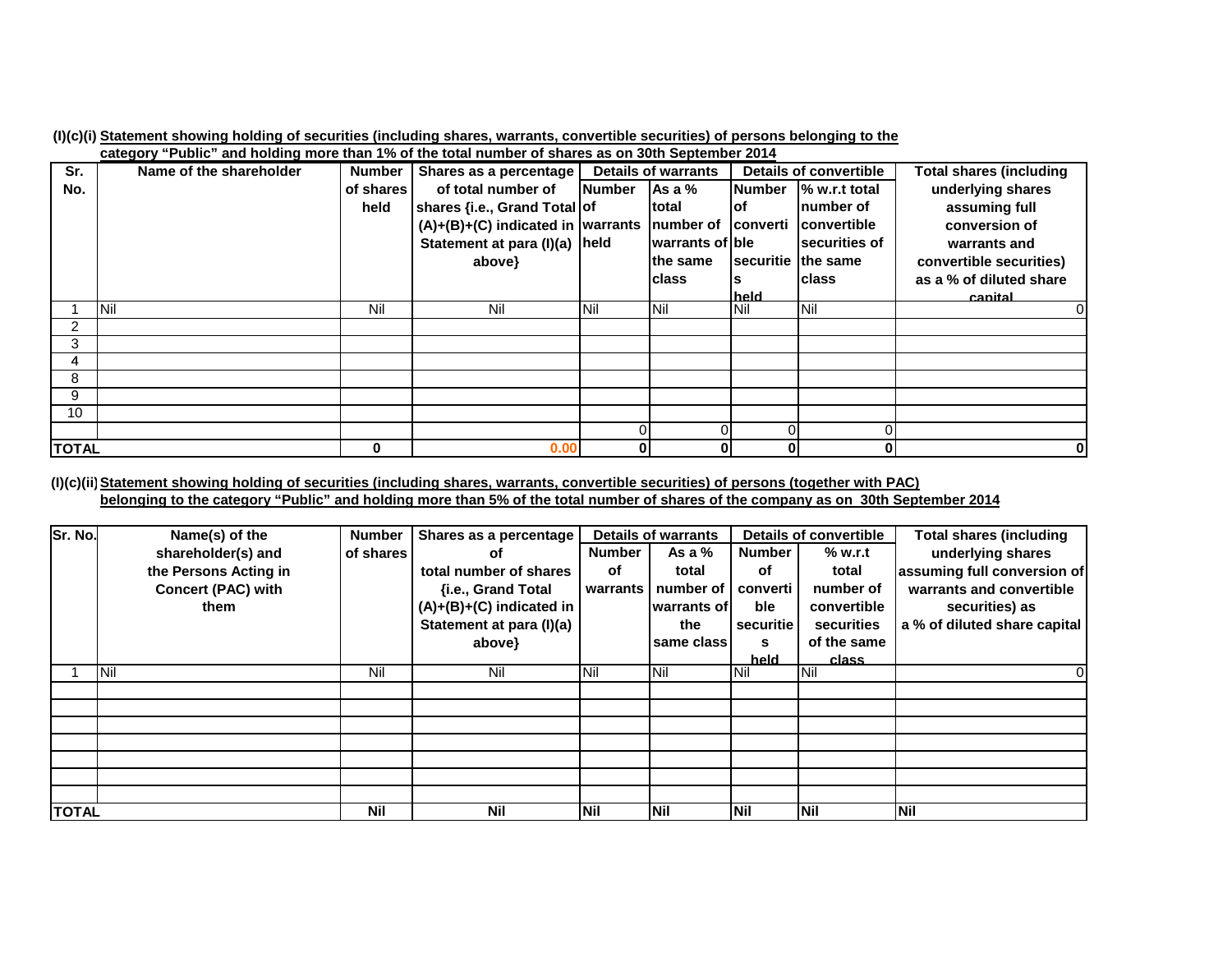**(I)(c)(i) Statement showing holding of securities (including shares, warrants, convertible securities) of persons belonging to the category "Public" and holding more than 1% of the total number of shares as on 30th September 2014**

| Sr. No. | Name of the shareholder | Number of shares held | Shares as a percentage of total number of shares {i.e., Grand Total (A)+(B)+(C) indicated in Statement at para (I)(a) above} | Details of warrants | | Details of convertible | | Total shares (including underlying shares assuming full conversion of warrants and convertible securities) as a % of diluted share capital |
|---|---|---|---|---|---|---|---|---|
| | | | | Number of warrants held | As a % total number of warrants of the same class | Number of convertible securities held | % w.r.t total number of convertible securities of the same class | |
| 1 | Nil | Nil | Nil | Nil | Nil | Nil | Nil | 0 |
| 2 | | | | | | | | |
| 3 | | | | | | | | |
| 4 | | | | | | | | |
| 8 | | | | | | | | |
| 9 | | | | | | | | |
| 10 | | | | | | | | |
| | | | | 0 | 0 | 0 | 0 | |
| **TOTAL** | | **0** | **0.00** | **0** | **0** | **0** | **0** | **0** |

**(I)(c)(ii) Statement showing holding of securities (including shares, warrants, convertible securities) of persons (together with PAC) belonging to the category "Public" and holding more than 5% of the total number of shares of the company as on 30th September 2014**

| Sr. No. | Name(s) of the shareholder(s) and the Persons Acting in Concert (PAC) with them | Number of shares | Shares as a percentage of total number of shares {i.e., Grand Total (A)+(B)+(C) indicated in Statement at para (I)(a) above} | Details of warrants | | Details of convertible | | Total shares (including underlying shares assuming full conversion of warrants and convertible securities) as a % of diluted share capital |
|---|---|---|---|---|---|---|---|---|
| | | | | Number of warrants | As a % total number of warrants of the same class | Number of convertible securities held | % w.r.t total number of convertible securities of the same class | |
| 1 | Nil | Nil | Nil | Nil | Nil | Nil | Nil | 0 |
| | | | | | | | | |
| | | | | | | | | |
| | | | | | | | | |
| | | | | | | | | |
| | | | | | | | | |
| | | | | | | | | |
| | | | | | | | | |
| **TOTAL** | | **Nil** | **Nil** | **Nil** | **Nil** | **Nil** | **Nil** | **Nil** |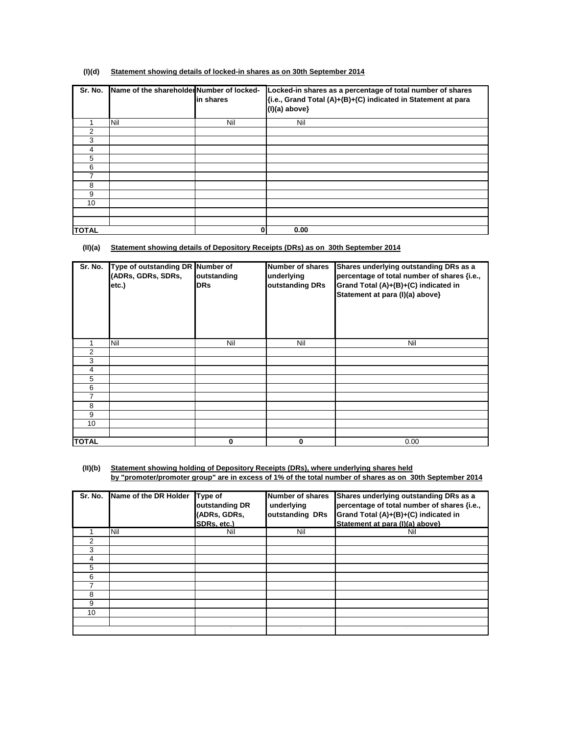**(I)(d) Statement showing details of locked-in shares as on 30th September 2014**

| Sr. No. | Name of the shareholder | Number of locked-in shares | Locked-in shares as a percentage of total number of shares {i.e., Grand Total (A)+(B)+(C) indicated in Statement at para (I)(a) above} |
|---|---|---|---|
| 1 | Nil | Nil | Nil |
| 2 | | | |
| 3 | | | |
| 4 | | | |
| 5 | | | |
| 6 | | | |
| 7 | | | |
| 8 | | | |
| 9 | | | |
| 10 | | | |
| | | | |
| | | | |
| TOTAL | | 0 | 0.00 |

**(II)(a) Statement showing details of Depository Receipts (DRs) as on 30th September 2014**

| Sr. No. | Type of outstanding DR (ADRs, GDRs, SDRs, etc.) | Number of outstanding DRs | Number of shares underlying outstanding DRs | Shares underlying outstanding DRs as a percentage of total number of shares {i.e., Grand Total (A)+(B)+(C) indicated in Statement at para (I)(a) above} |
|---|---|---|---|---|
| 1 | Nil | Nil | Nil | Nil |
| 2 | | | | |
| 3 | | | | |
| 4 | | | | |
| 5 | | | | |
| 6 | | | | |
| 7 | | | | |
| 8 | | | | |
| 9 | | | | |
| 10 | | | | |
| | | | | |
| TOTAL | | 0 | 0 | 0.00 |

**(II)(b) Statement showing holding of Depository Receipts (DRs), where underlying shares held by "promoter/promoter group" are in excess of 1% of the total number of shares as on 30th September 2014**

| Sr. No. | Name of the DR Holder | Type of outstanding DR (ADRs, GDRs, SDRs, etc.) | Number of shares underlying outstanding DRs | Shares underlying outstanding DRs as a percentage of total number of shares {i.e., Grand Total (A)+(B)+(C) indicated in Statement at para (I)(a) above} |
|---|---|---|---|---|
| 1 | Nil | Nil | Nil | Nil |
| 2 | | | | |
| 3 | | | | |
| 4 | | | | |
| 5 | | | | |
| 6 | | | | |
| 7 | | | | |
| 8 | | | | |
| 9 | | | | |
| 10 | | | | |
| | | | | |
| | | | | |